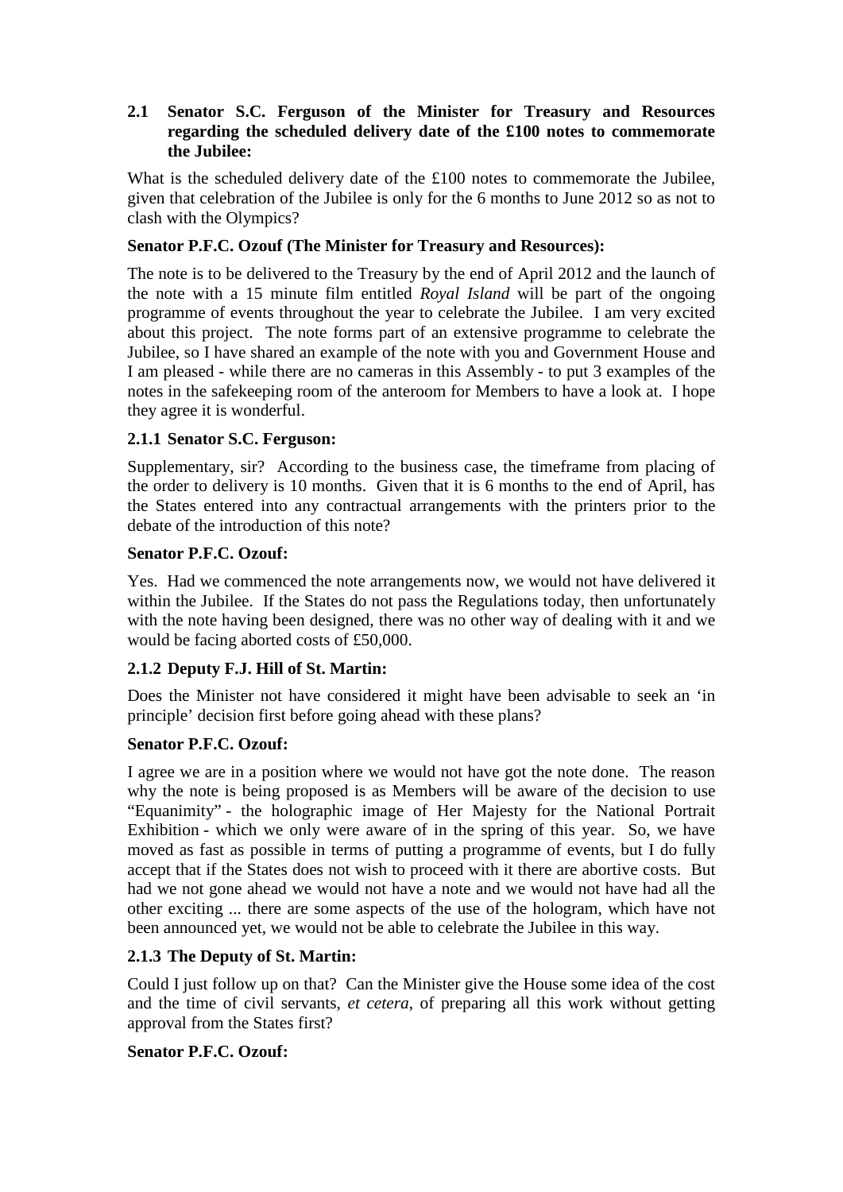**2.1 Senator S.C. Ferguson of the Minister for Treasury and Resources regarding the scheduled delivery date of the £100 notes to commemorate the Jubilee:**

What is the scheduled delivery date of the £100 notes to commemorate the Jubilee, given that celebration of the Jubilee is only for the 6 months to June 2012 so as not to clash with the Olympics?

**Senator P.F.C. Ozouf (The Minister for Treasury and Resources):**

The note is to be delivered to the Treasury by the end of April 2012 and the launch of the note with a 15 minute film entitled *Royal Island* will be part of the ongoing programme of events throughout the year to celebrate the Jubilee. I am very excited about this project. The note forms part of an extensive programme to celebrate the Jubilee, so I have shared an example of the note with you and Government House and I am pleased - while there are no cameras in this Assembly - to put 3 examples of the notes in the safekeeping room of the anteroom for Members to have a look at. I hope they agree it is wonderful.

**2.1.1 Senator S.C. Ferguson:**

Supplementary, sir? According to the business case, the timeframe from placing of the order to delivery is 10 months. Given that it is 6 months to the end of April, has the States entered into any contractual arrangements with the printers prior to the debate of the introduction of this note?

**Senator P.F.C. Ozouf:**

Yes. Had we commenced the note arrangements now, we would not have delivered it within the Jubilee. If the States do not pass the Regulations today, then unfortunately with the note having been designed, there was no other way of dealing with it and we would be facing aborted costs of £50,000.

**2.1.2 Deputy F.J. Hill of St. Martin:**

Does the Minister not have considered it might have been advisable to seek an 'in principle' decision first before going ahead with these plans?

**Senator P.F.C. Ozouf:**

I agree we are in a position where we would not have got the note done. The reason why the note is being proposed is as Members will be aware of the decision to use "Equanimity" - the holographic image of Her Majesty for the National Portrait Exhibition - which we only were aware of in the spring of this year. So, we have moved as fast as possible in terms of putting a programme of events, but I do fully accept that if the States does not wish to proceed with it there are abortive costs. But had we not gone ahead we would not have a note and we would not have had all the other exciting ... there are some aspects of the use of the hologram, which have not been announced yet, we would not be able to celebrate the Jubilee in this way.

**2.1.3 The Deputy of St. Martin:**

Could I just follow up on that? Can the Minister give the House some idea of the cost and the time of civil servants, *et cetera*, of preparing all this work without getting approval from the States first?

**Senator P.F.C. Ozouf:**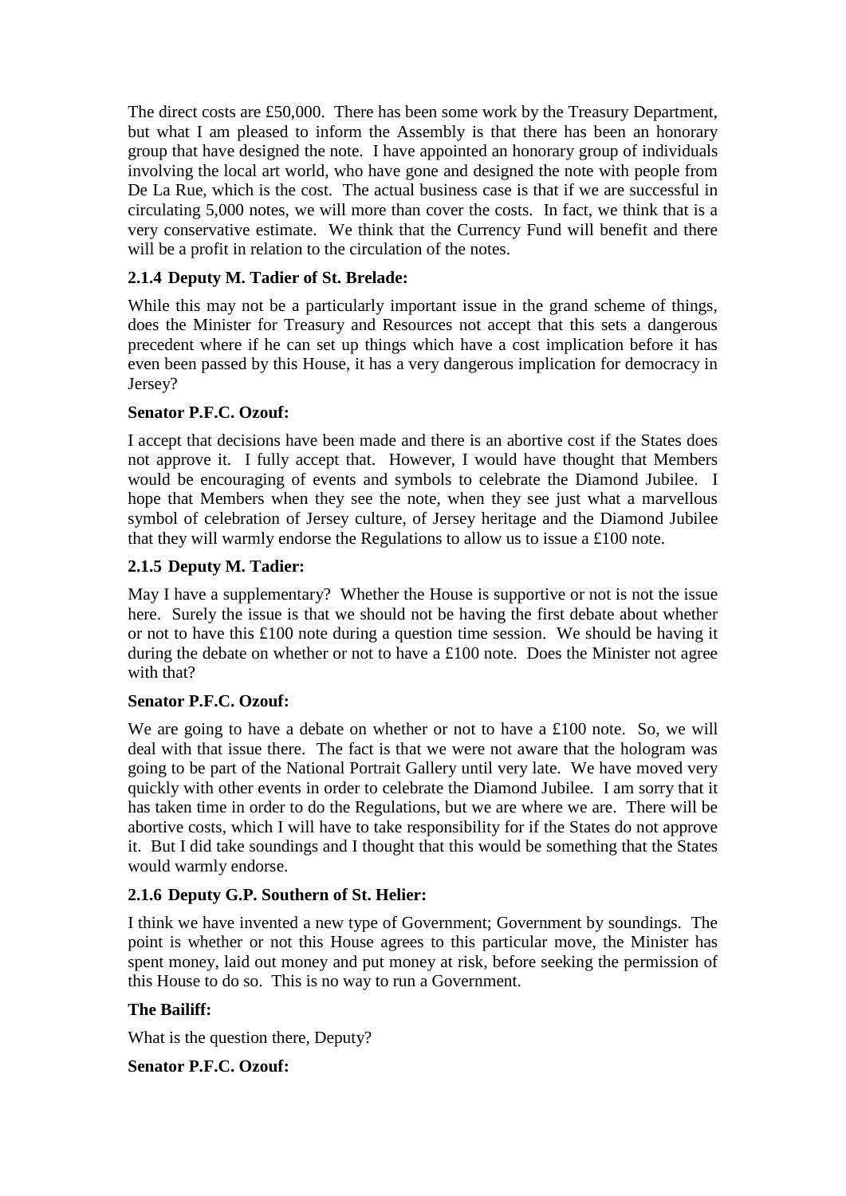The direct costs are £50,000. There has been some work by the Treasury Department, but what I am pleased to inform the Assembly is that there has been an honorary group that have designed the note. I have appointed an honorary group of individuals involving the local art world, who have gone and designed the note with people from De La Rue, which is the cost. The actual business case is that if we are successful in circulating 5,000 notes, we will more than cover the costs. In fact, we think that is a very conservative estimate. We think that the Currency Fund will benefit and there will be a profit in relation to the circulation of the notes.

### 2.1.4 Deputy M. Tadier of St. Brelade:

While this may not be a particularly important issue in the grand scheme of things, does the Minister for Treasury and Resources not accept that this sets a dangerous precedent where if he can set up things which have a cost implication before it has even been passed by this House, it has a very dangerous implication for democracy in Jersey?

**Senator P.F.C. Ozouf:**

I accept that decisions have been made and there is an abortive cost if the States does not approve it. I fully accept that. However, I would have thought that Members would be encouraging of events and symbols to celebrate the Diamond Jubilee. I hope that Members when they see the note, when they see just what a marvellous symbol of celebration of Jersey culture, of Jersey heritage and the Diamond Jubilee that they will warmly endorse the Regulations to allow us to issue a £100 note.

### 2.1.5 Deputy M. Tadier:

May I have a supplementary? Whether the House is supportive or not is not the issue here. Surely the issue is that we should not be having the first debate about whether or not to have this £100 note during a question time session. We should be having it during the debate on whether or not to have a £100 note. Does the Minister not agree with that?

**Senator P.F.C. Ozouf:**

We are going to have a debate on whether or not to have a £100 note. So, we will deal with that issue there. The fact is that we were not aware that the hologram was going to be part of the National Portrait Gallery until very late. We have moved very quickly with other events in order to celebrate the Diamond Jubilee. I am sorry that it has taken time in order to do the Regulations, but we are where we are. There will be abortive costs, which I will have to take responsibility for if the States do not approve it. But I did take soundings and I thought that this would be something that the States would warmly endorse.

### 2.1.6 Deputy G.P. Southern of St. Helier:

I think we have invented a new type of Government; Government by soundings. The point is whether or not this House agrees to this particular move, the Minister has spent money, laid out money and put money at risk, before seeking the permission of this House to do so. This is no way to run a Government.

**The Bailiff:**

What is the question there, Deputy?

**Senator P.F.C. Ozouf:**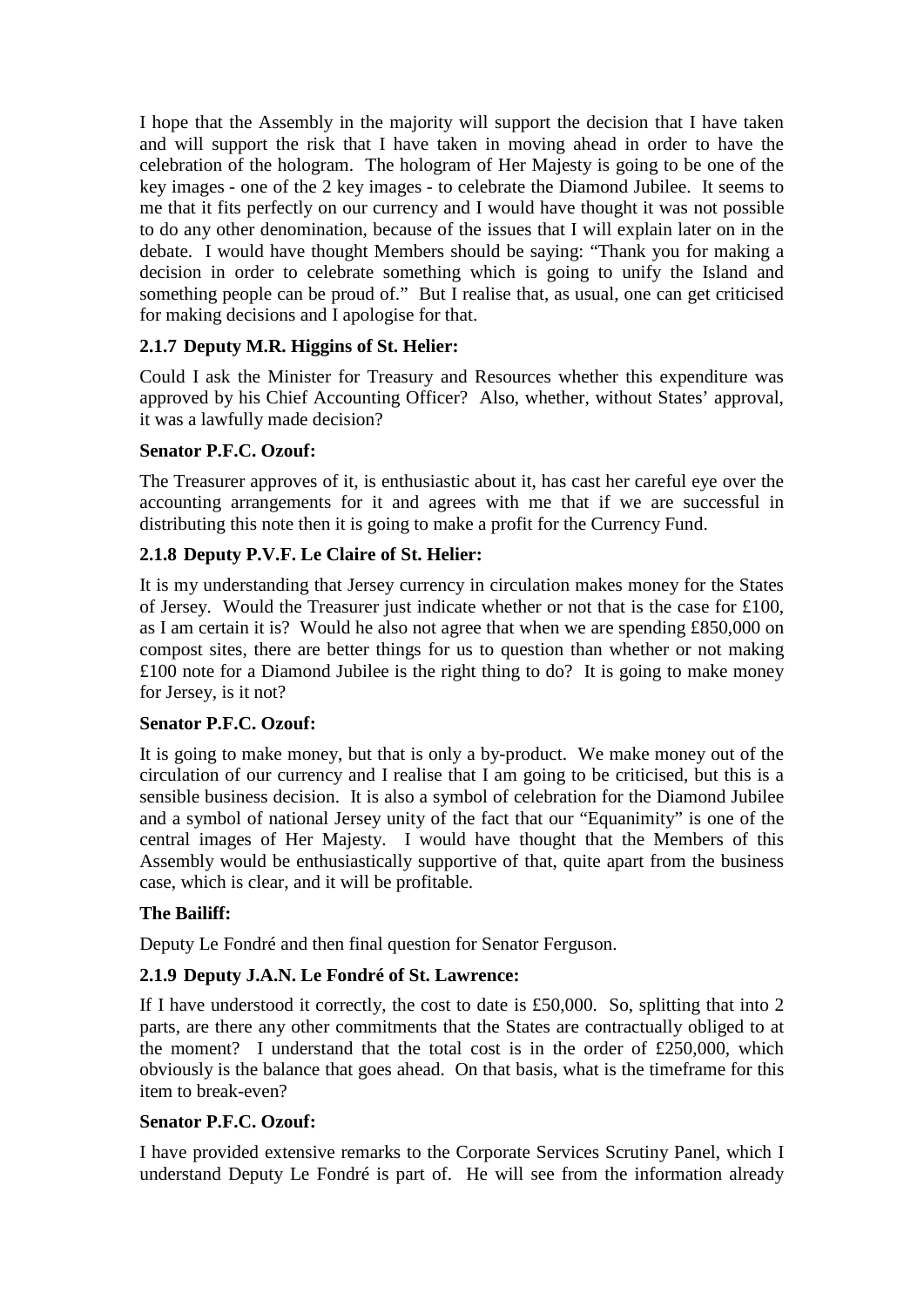I hope that the Assembly in the majority will support the decision that I have taken and will support the risk that I have taken in moving ahead in order to have the celebration of the hologram. The hologram of Her Majesty is going to be one of the key images - one of the 2 key images - to celebrate the Diamond Jubilee. It seems to me that it fits perfectly on our currency and I would have thought it was not possible to do any other denomination, because of the issues that I will explain later on in the debate. I would have thought Members should be saying: "Thank you for making a decision in order to celebrate something which is going to unify the Island and something people can be proud of." But I realise that, as usual, one can get criticised for making decisions and I apologise for that.

### 2.1.7 Deputy M.R. Higgins of St. Helier:

Could I ask the Minister for Treasury and Resources whether this expenditure was approved by his Chief Accounting Officer? Also, whether, without States' approval, it was a lawfully made decision?

**Senator P.F.C. Ozouf:**

The Treasurer approves of it, is enthusiastic about it, has cast her careful eye over the accounting arrangements for it and agrees with me that if we are successful in distributing this note then it is going to make a profit for the Currency Fund.

### 2.1.8 Deputy P.V.F. Le Claire of St. Helier:

It is my understanding that Jersey currency in circulation makes money for the States of Jersey. Would the Treasurer just indicate whether or not that is the case for £100, as I am certain it is? Would he also not agree that when we are spending £850,000 on compost sites, there are better things for us to question than whether or not making £100 note for a Diamond Jubilee is the right thing to do? It is going to make money for Jersey, is it not?

**Senator P.F.C. Ozouf:**

It is going to make money, but that is only a by-product. We make money out of the circulation of our currency and I realise that I am going to be criticised, but this is a sensible business decision. It is also a symbol of celebration for the Diamond Jubilee and a symbol of national Jersey unity of the fact that our "Equanimity" is one of the central images of Her Majesty. I would have thought that the Members of this Assembly would be enthusiastically supportive of that, quite apart from the business case, which is clear, and it will be profitable.

**The Bailiff:**

Deputy Le Fondré and then final question for Senator Ferguson.

### 2.1.9 Deputy J.A.N. Le Fondré of St. Lawrence:

If I have understood it correctly, the cost to date is £50,000. So, splitting that into 2 parts, are there any other commitments that the States are contractually obliged to at the moment? I understand that the total cost is in the order of £250,000, which obviously is the balance that goes ahead. On that basis, what is the timeframe for this item to break-even?

**Senator P.F.C. Ozouf:**

I have provided extensive remarks to the Corporate Services Scrutiny Panel, which I understand Deputy Le Fondré is part of. He will see from the information already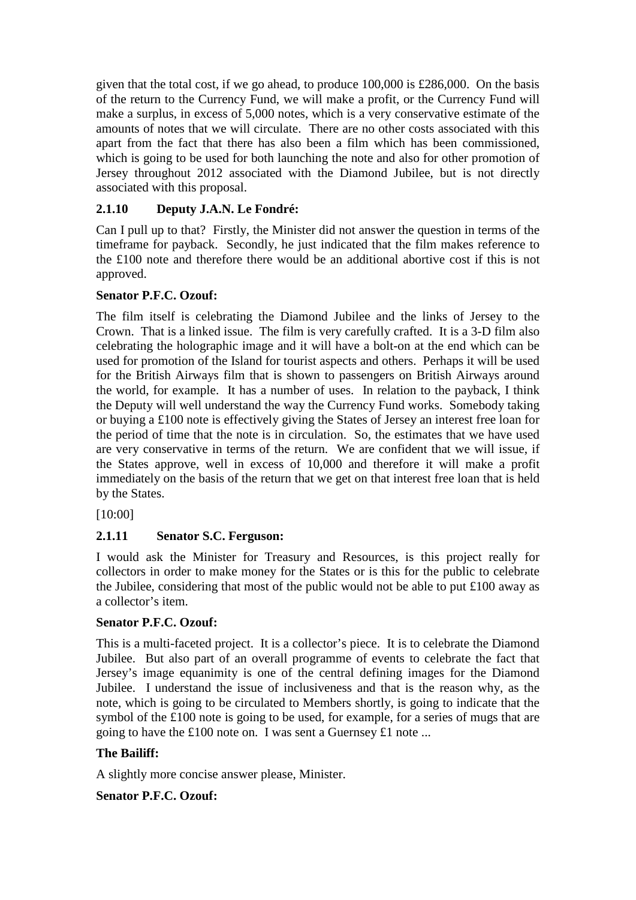given that the total cost, if we go ahead, to produce 100,000 is £286,000. On the basis of the return to the Currency Fund, we will make a profit, or the Currency Fund will make a surplus, in excess of 5,000 notes, which is a very conservative estimate of the amounts of notes that we will circulate. There are no other costs associated with this apart from the fact that there has also been a film which has been commissioned, which is going to be used for both launching the note and also for other promotion of Jersey throughout 2012 associated with the Diamond Jubilee, but is not directly associated with this proposal.

### 2.1.10 Deputy J.A.N. Le Fondré:

Can I pull up to that? Firstly, the Minister did not answer the question in terms of the timeframe for payback. Secondly, he just indicated that the film makes reference to the £100 note and therefore there would be an additional abortive cost if this is not approved.

**Senator P.F.C. Ozouf:**

The film itself is celebrating the Diamond Jubilee and the links of Jersey to the Crown. That is a linked issue. The film is very carefully crafted. It is a 3-D film also celebrating the holographic image and it will have a bolt-on at the end which can be used for promotion of the Island for tourist aspects and others. Perhaps it will be used for the British Airways film that is shown to passengers on British Airways around the world, for example. It has a number of uses. In relation to the payback, I think the Deputy will well understand the way the Currency Fund works. Somebody taking or buying a £100 note is effectively giving the States of Jersey an interest free loan for the period of time that the note is in circulation. So, the estimates that we have used are very conservative in terms of the return. We are confident that we will issue, if the States approve, well in excess of 10,000 and therefore it will make a profit immediately on the basis of the return that we get on that interest free loan that is held by the States.

[10:00]

### 2.1.11 Senator S.C. Ferguson:

I would ask the Minister for Treasury and Resources, is this project really for collectors in order to make money for the States or is this for the public to celebrate the Jubilee, considering that most of the public would not be able to put £100 away as a collector's item.

**Senator P.F.C. Ozouf:**

This is a multi-faceted project. It is a collector's piece. It is to celebrate the Diamond Jubilee. But also part of an overall programme of events to celebrate the fact that Jersey's image equanimity is one of the central defining images for the Diamond Jubilee. I understand the issue of inclusiveness and that is the reason why, as the note, which is going to be circulated to Members shortly, is going to indicate that the symbol of the £100 note is going to be used, for example, for a series of mugs that are going to have the £100 note on. I was sent a Guernsey £1 note ...

**The Bailiff:**

A slightly more concise answer please, Minister.

**Senator P.F.C. Ozouf:**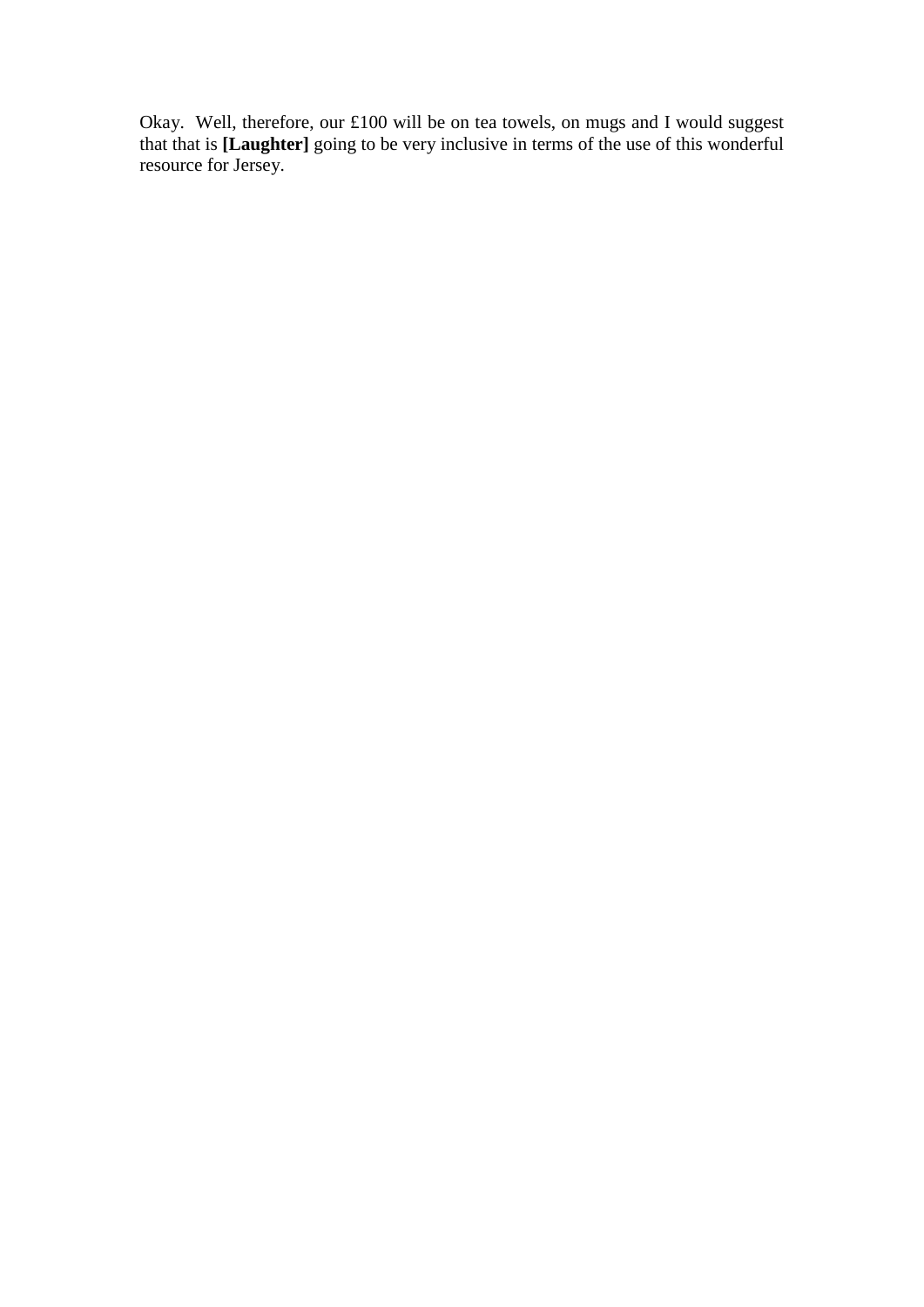Okay. Well, therefore, our £100 will be on tea towels, on mugs and I would suggest that that is **[Laughter]** going to be very inclusive in terms of the use of this wonderful resource for Jersey.